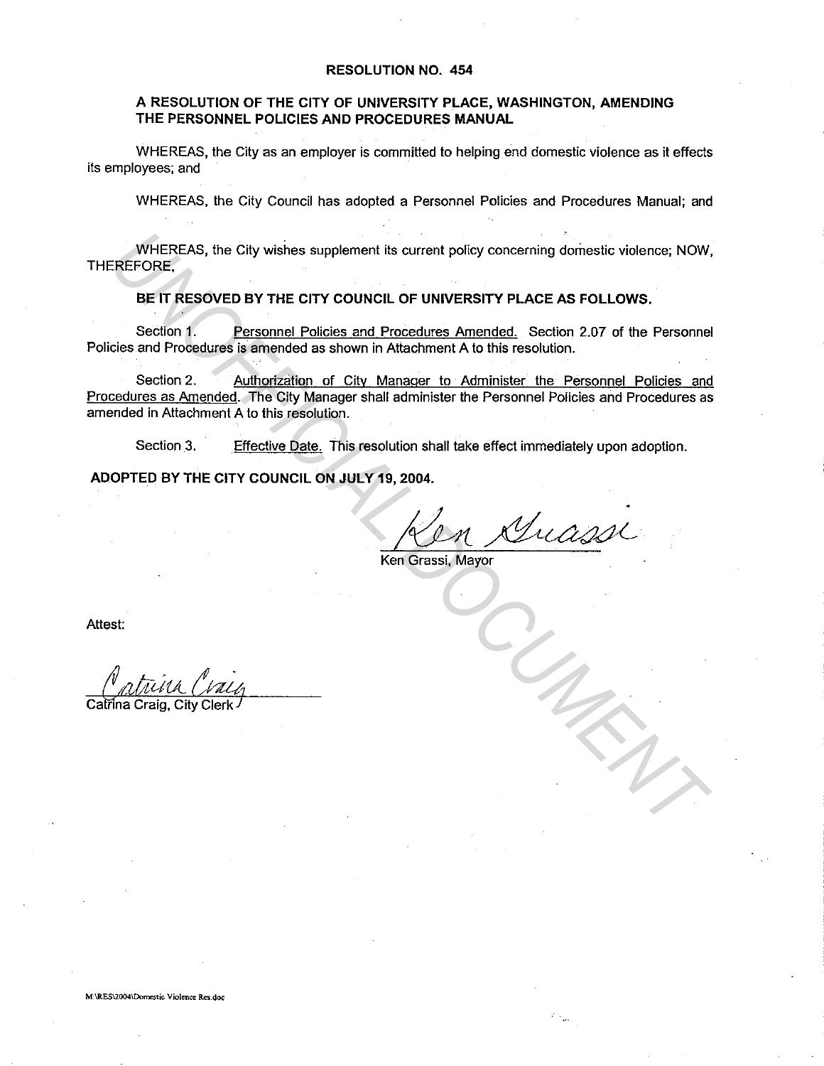**RESOLUTION NO. 454**

**A RESOLUTION OF THE CITY OF UNIVERSITY PLACE, WASHINGTON, AMENDING THE PERSONNEL POLICIES AND PROCEDURES MANUAL**

WHEREAS, the City as an employer is committed to helping end domestic violence as it effects its employees; and

WHEREAS, the City Council has adopted a Personnel Policies and Procedures Manual; and

WHEREAS, the City wishes supplement its current policy concerning domestic violence; NOW, THEREFORE,

**BE IT RESOVED BY THE CITY COUNCIL OF UNIVERSITY PLACE AS FOLLOWS.**

Section 1. Personnel Policies and Procedures Amended. Section 2.07 of the Personnel Policies and Procedures is amended as shown in Attachment A to this resolution.

Section 2. Authorization of City Manager to Administer the Personnel Policies and Procedures as Amended. The City Manager shall administer the Personnel Policies and Procedures as amended in Attachment A to this resolution.

Section 3. Effective Date. This resolution shall take effect immediately upon adoption.

**ADOPTED BY THE CITY COUNCIL ON JULY 19, 2004.**

Ken Grassi

Ken Grassi, Mayor

Attest:

Catrina Craig

Catrina Craig, City Clerk

M:\RES\2004\Domestic Violence Res.doc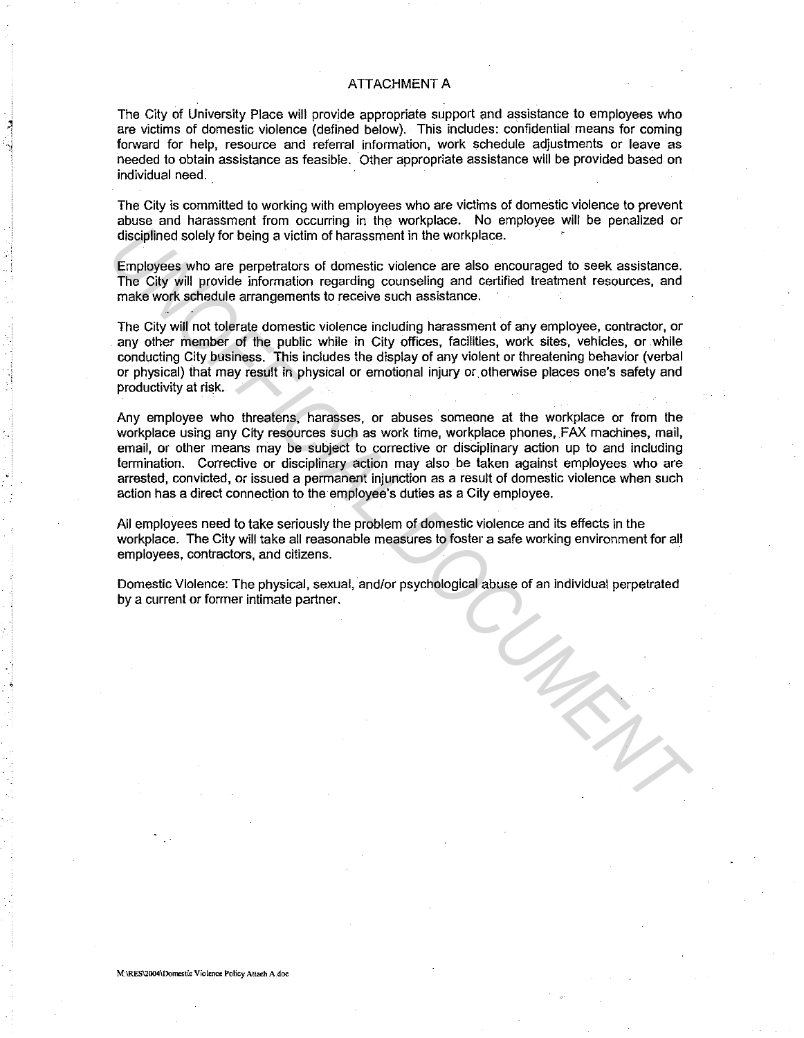# ATTACHMENT A

The City of University Place will provide appropriate support and assistance to employees who are victims of domestic violence (defined below). This includes: confidential means for coming forward for help, resource and referral information, work schedule adjustments or leave as needed to obtain assistance as feasible. Other appropriate assistance will be provided based on individual need.

The City is committed to working with employees who are victims of domestic violence to prevent abuse and harassment from occurring in the workplace. No employee will be penalized or disciplined solely for being a victim of harassment in the workplace.

Employees who are perpetrators of domestic violence are also encouraged to seek assistance. The City will provide information regarding counseling and certified treatment resources, and make work schedule arrangements to receive such assistance.

The City will not tolerate domestic violence including harassment of any employee, contractor, or any other member of the public while in City offices, facilities, work sites, vehicles, or while conducting City business. This includes the display of any violent or threatening behavior (verbal or physical) that may result in physical or emotional injury or otherwise places one's safety and productivity at risk.

Any employee who threatens, harasses, or abuses someone at the workplace or from the workplace using any City resources such as work time, workplace phones, FAX machines, mail, email, or other means may be subject to corrective or disciplinary action up to and including termination. Corrective or disciplinary action may also be taken against employees who are arrested, convicted, or issued a permanent injunction as a result of domestic violence when such action has a direct connection to the employee's duties as a City employee.

All employees need to take seriously the problem of domestic violence and its effects in the workplace. The City will take all reasonable measures to foster a safe working environment for all employees, contractors, and citizens.

Domestic Violence: The physical, sexual, and/or psychological abuse of an individual perpetrated by a current or former intimate partner.

M:\RES\2004\Domestic Violence Policy Attach A.doc